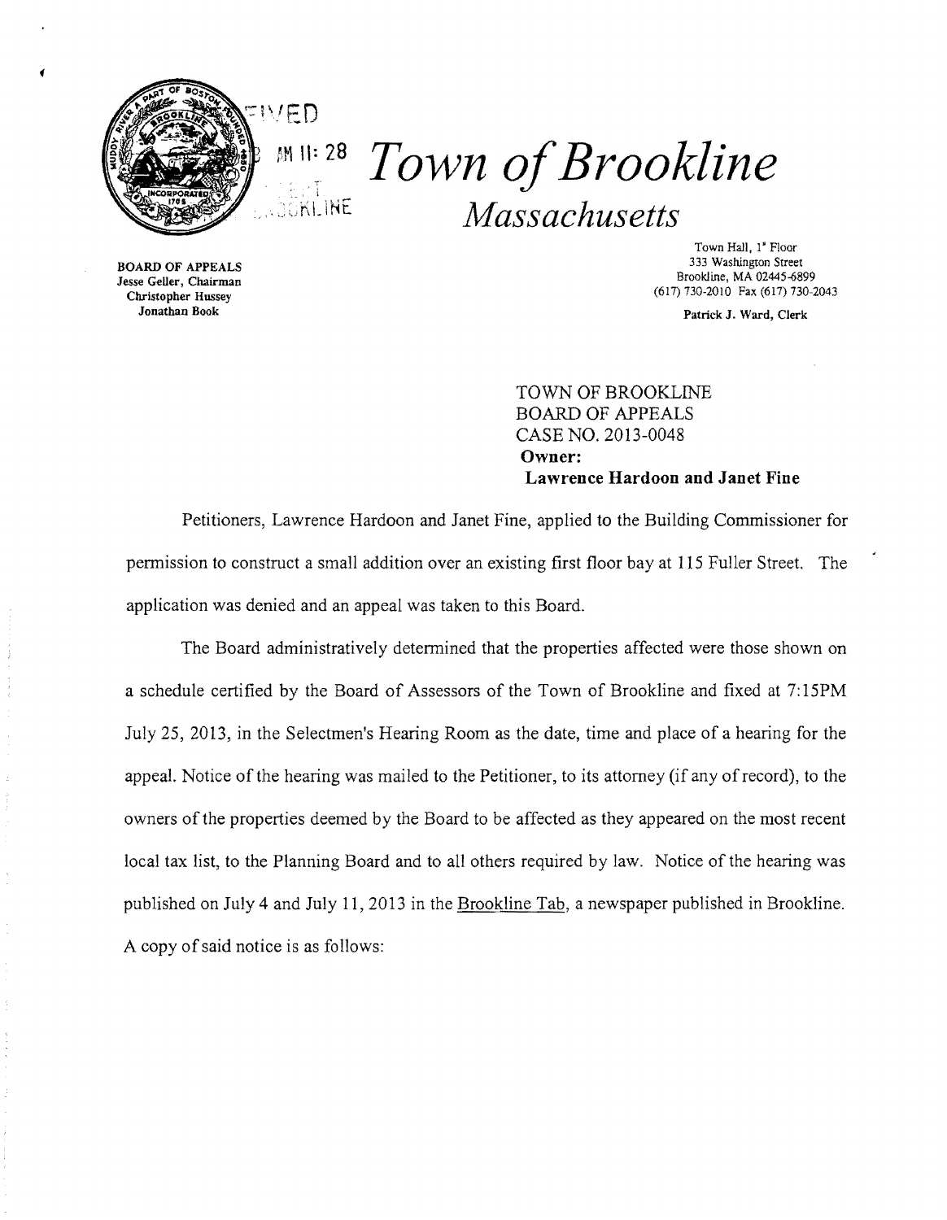# Town of Brookline

*Massachusetts*

BOARD OF APPEALS
Jesse Geller, Chairman
Christopher Hussey
Jonathan Book

Town Hall, 1st Floor
333 Washington Street
Brookline, MA 02445-6899
(617) 730-2010 Fax (617) 730-2043

Patrick J. Ward, Clerk

TOWN OF BROOKLINE
BOARD OF APPEALS
CASE NO. 2013-0048
**Owner:**
**Lawrence Hardoon and Janet Fine**

Petitioners, Lawrence Hardoon and Janet Fine, applied to the Building Commissioner for permission to construct a small addition over an existing first floor bay at 115 Fuller Street. The application was denied and an appeal was taken to this Board.

The Board administratively determined that the properties affected were those shown on a schedule certified by the Board of Assessors of the Town of Brookline and fixed at 7:15PM July 25, 2013, in the Selectmen's Hearing Room as the date, time and place of a hearing for the appeal. Notice of the hearing was mailed to the Petitioner, to its attorney (if any of record), to the owners of the properties deemed by the Board to be affected as they appeared on the most recent local tax list, to the Planning Board and to all others required by law. Notice of the hearing was published on July 4 and July 11, 2013 in the Brookline Tab, a newspaper published in Brookline. A copy of said notice is as follows: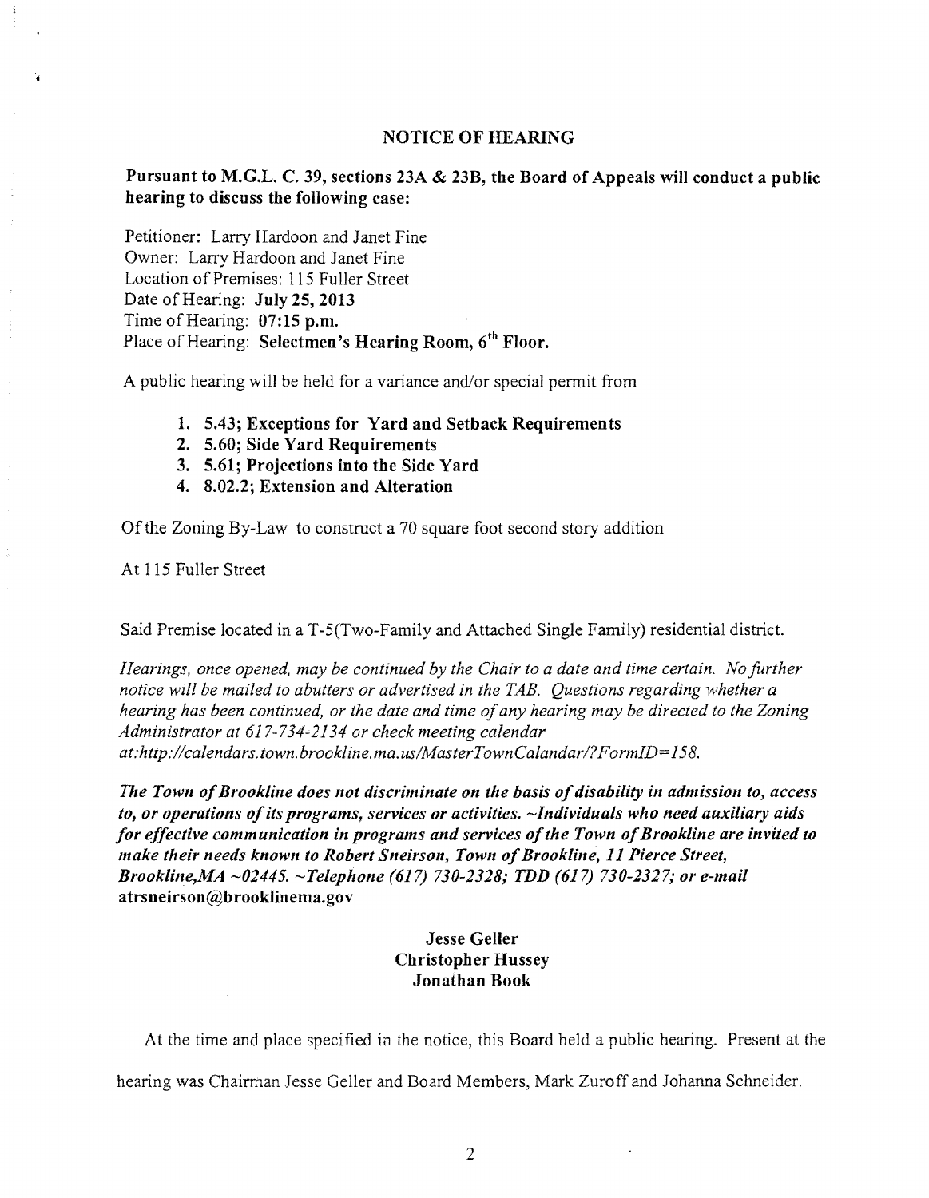## NOTICE OF HEARING

**Pursuant to M.G.L. C. 39, sections 23A & 23B, the Board of Appeals will conduct a public hearing to discuss the following case:**

Petitioner: Larry Hardoon and Janet Fine
Owner: Larry Hardoon and Janet Fine
Location of Premises: 115 Fuller Street
Date of Hearing: **July 25, 2013**
Time of Hearing: **07:15 p.m.**
Place of Hearing: **Selectmen's Hearing Room, 6th Floor.**

A public hearing will be held for a variance and/or special permit from

1. **5.43; Exceptions for Yard and Setback Requirements**
2. **5.60; Side Yard Requirements**
3. **5.61; Projections into the Side Yard**
4. **8.02.2; Extension and Alteration**

Of the Zoning By-Law to construct a 70 square foot second story addition

At 115 Fuller Street

Said Premise located in a T-5(Two-Family and Attached Single Family) residential district.

*Hearings, once opened, may be continued by the Chair to a date and time certain. No further notice will be mailed to abutters or advertised in the TAB. Questions regarding whether a hearing has been continued, or the date and time of any hearing may be directed to the Zoning Administrator at 617-734-2134 or check meeting calendar at:http://calendars.town.brookline.ma.us/MasterTownCalandar/?FormID=158.*

***The Town of Brookline does not discriminate on the basis of disability in admission to, access to, or operations of its programs, services or activities. ~Individuals who need auxiliary aids for effective communication in programs and services of the Town of Brookline are invited to make their needs known to Robert Sneirson, Town of Brookline, 11 Pierce Street, Brookline,MA ~02445. ~Telephone (617) 730-2328; TDD (617) 730-2327; or e-mail*** **atrsneirson@brooklinema.gov**

**Jesse Geller**
**Christopher Hussey**
**Jonathan Book**

At the time and place specified in the notice, this Board held a public hearing. Present at the hearing was Chairman Jesse Geller and Board Members, Mark Zuroff and Johanna Schneider.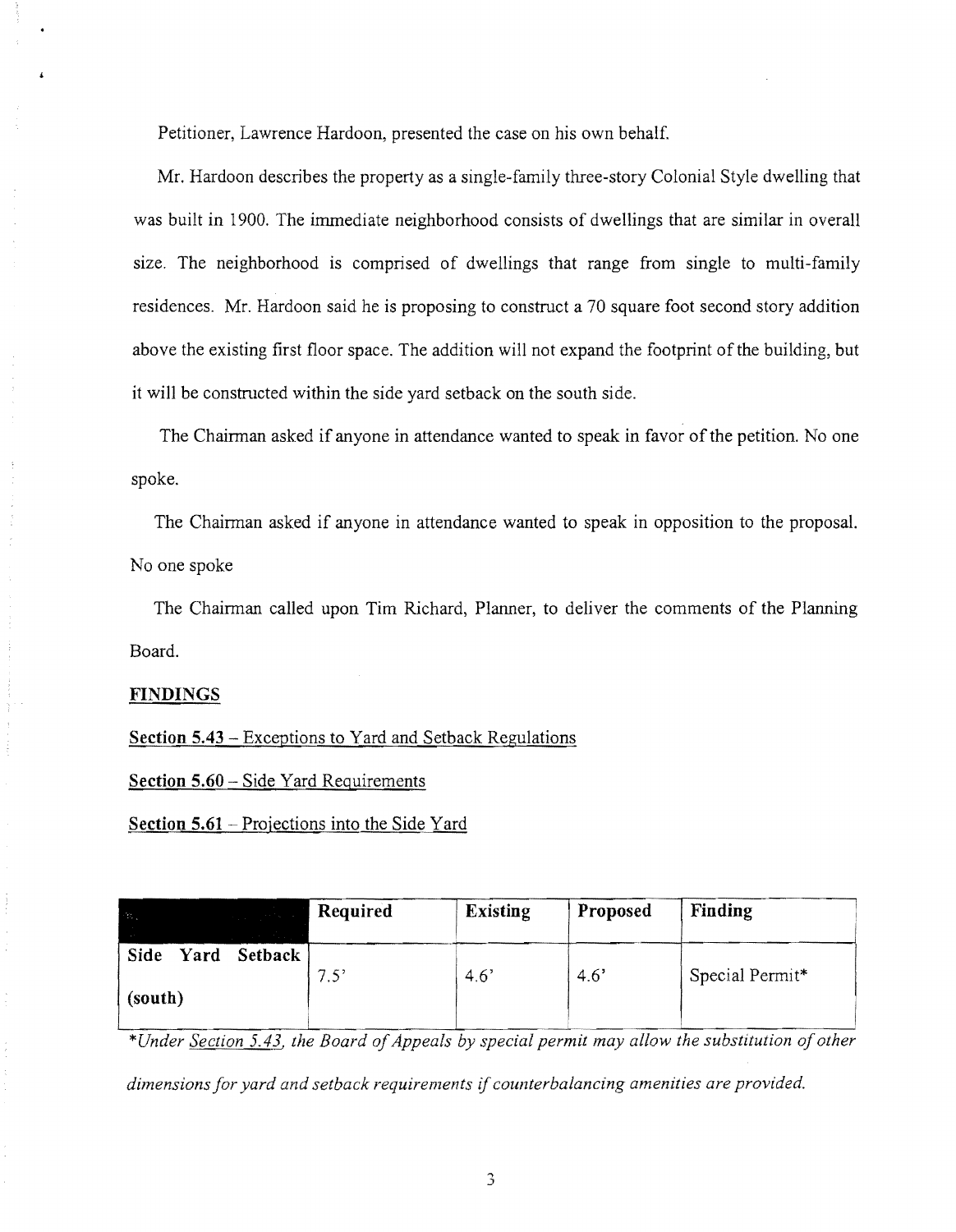Petitioner, Lawrence Hardoon, presented the case on his own behalf.

Mr. Hardoon describes the property as a single-family three-story Colonial Style dwelling that was built in 1900. The immediate neighborhood consists of dwellings that are similar in overall size. The neighborhood is comprised of dwellings that range from single to multi-family residences. Mr. Hardoon said he is proposing to construct a 70 square foot second story addition above the existing first floor space. The addition will not expand the footprint of the building, but it will be constructed within the side yard setback on the south side.

The Chairman asked if anyone in attendance wanted to speak in favor of the petition. No one spoke.

The Chairman asked if anyone in attendance wanted to speak in opposition to the proposal. No one spoke

The Chairman called upon Tim Richard, Planner, to deliver the comments of the Planning Board.

**FINDINGS**

**Section 5.43** – Exceptions to Yard and Setback Regulations

**Section 5.60** – Side Yard Requirements

**Section 5.61** – Projections into the Side Yard

| | **Required** | **Existing** | **Proposed** | **Finding** |
|---|---|---|---|---|
| **Side Yard Setback (south)** | 7.5' | 4.6' | 4.6' | Special Permit* |

*\*Under Section 5.43, the Board of Appeals by special permit may allow the substitution of other dimensions for yard and setback requirements if counterbalancing amenities are provided.*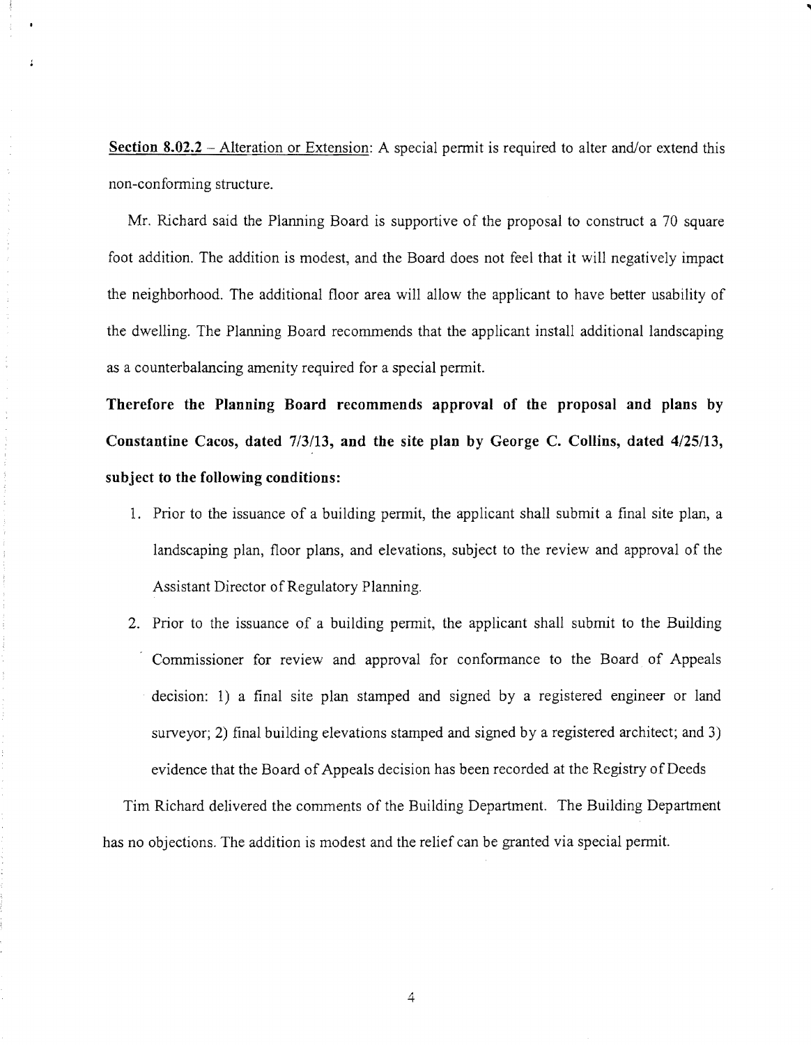**Section 8.02.2** – Alteration or Extension: A special permit is required to alter and/or extend this non-conforming structure.

Mr. Richard said the Planning Board is supportive of the proposal to construct a 70 square foot addition. The addition is modest, and the Board does not feel that it will negatively impact the neighborhood. The additional floor area will allow the applicant to have better usability of the dwelling. The Planning Board recommends that the applicant install additional landscaping as a counterbalancing amenity required for a special permit.

**Therefore the Planning Board recommends approval of the proposal and plans by Constantine Cacos, dated 7/3/13, and the site plan by George C. Collins, dated 4/25/13, subject to the following conditions:**

1. Prior to the issuance of a building permit, the applicant shall submit a final site plan, a landscaping plan, floor plans, and elevations, subject to the review and approval of the Assistant Director of Regulatory Planning.
2. Prior to the issuance of a building permit, the applicant shall submit to the Building Commissioner for review and approval for conformance to the Board of Appeals decision: 1) a final site plan stamped and signed by a registered engineer or land surveyor; 2) final building elevations stamped and signed by a registered architect; and 3) evidence that the Board of Appeals decision has been recorded at the Registry of Deeds

Tim Richard delivered the comments of the Building Department. The Building Department has no objections. The addition is modest and the relief can be granted via special permit.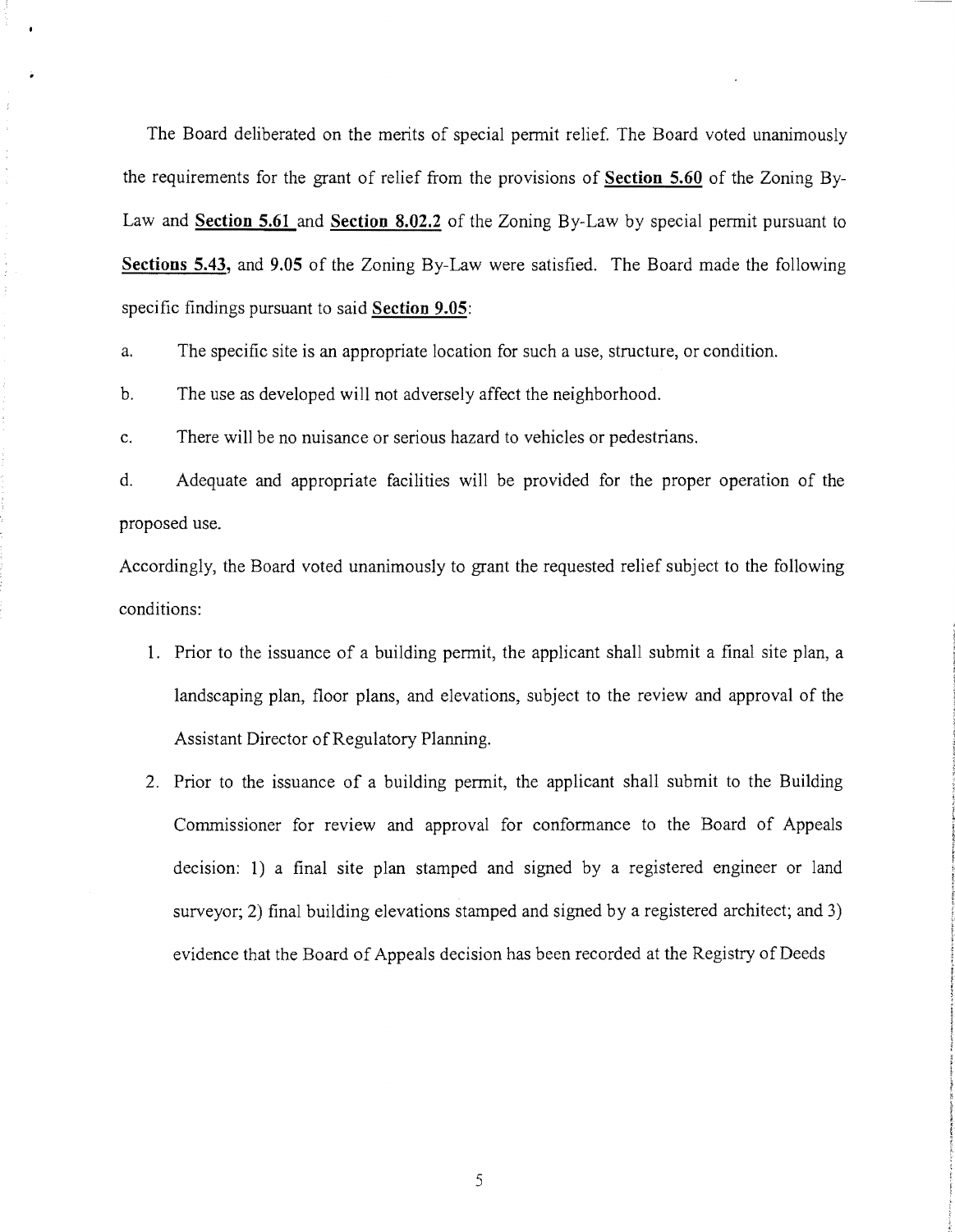The Board deliberated on the merits of special permit relief. The Board voted unanimously the requirements for the grant of relief from the provisions of **Section 5.60** of the Zoning By-Law and **Section 5.61** and **Section 8.02.2** of the Zoning By-Law by special permit pursuant to **Sections 5.43,** and **9.05** of the Zoning By-Law were satisfied. The Board made the following specific findings pursuant to said **Section 9.05**:

a. The specific site is an appropriate location for such a use, structure, or condition.

b. The use as developed will not adversely affect the neighborhood.

c. There will be no nuisance or serious hazard to vehicles or pedestrians.

d. Adequate and appropriate facilities will be provided for the proper operation of the proposed use.

Accordingly, the Board voted unanimously to grant the requested relief subject to the following conditions:

1. Prior to the issuance of a building permit, the applicant shall submit a final site plan, a landscaping plan, floor plans, and elevations, subject to the review and approval of the Assistant Director of Regulatory Planning.

2. Prior to the issuance of a building permit, the applicant shall submit to the Building Commissioner for review and approval for conformance to the Board of Appeals decision: 1) a final site plan stamped and signed by a registered engineer or land surveyor; 2) final building elevations stamped and signed by a registered architect; and 3) evidence that the Board of Appeals decision has been recorded at the Registry of Deeds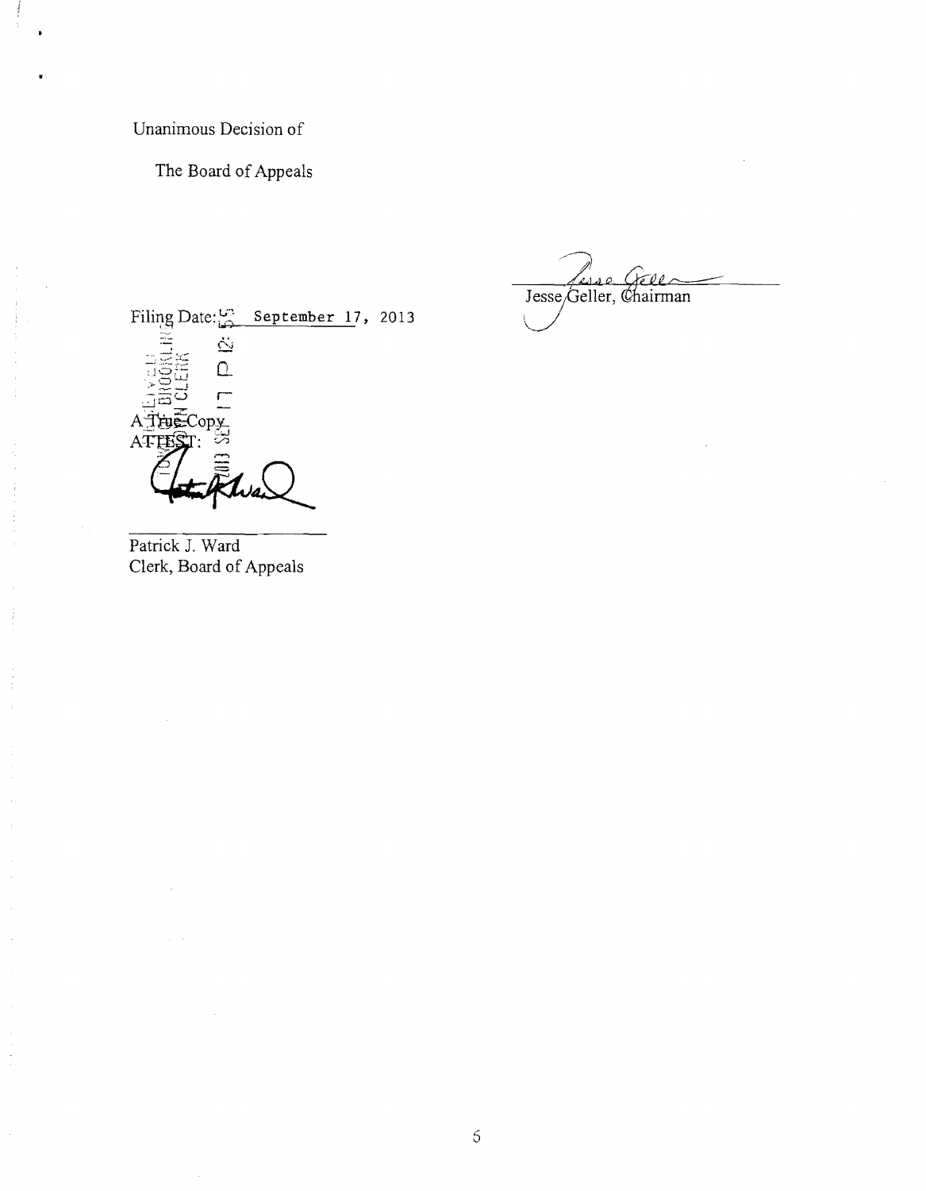Unanimous Decision of

The Board of Appeals

Jesse Geller, Chairman

Filing Date: September 17, 2013

A True Copy
ATTEST:

Patrick J. Ward
Clerk, Board of Appeals